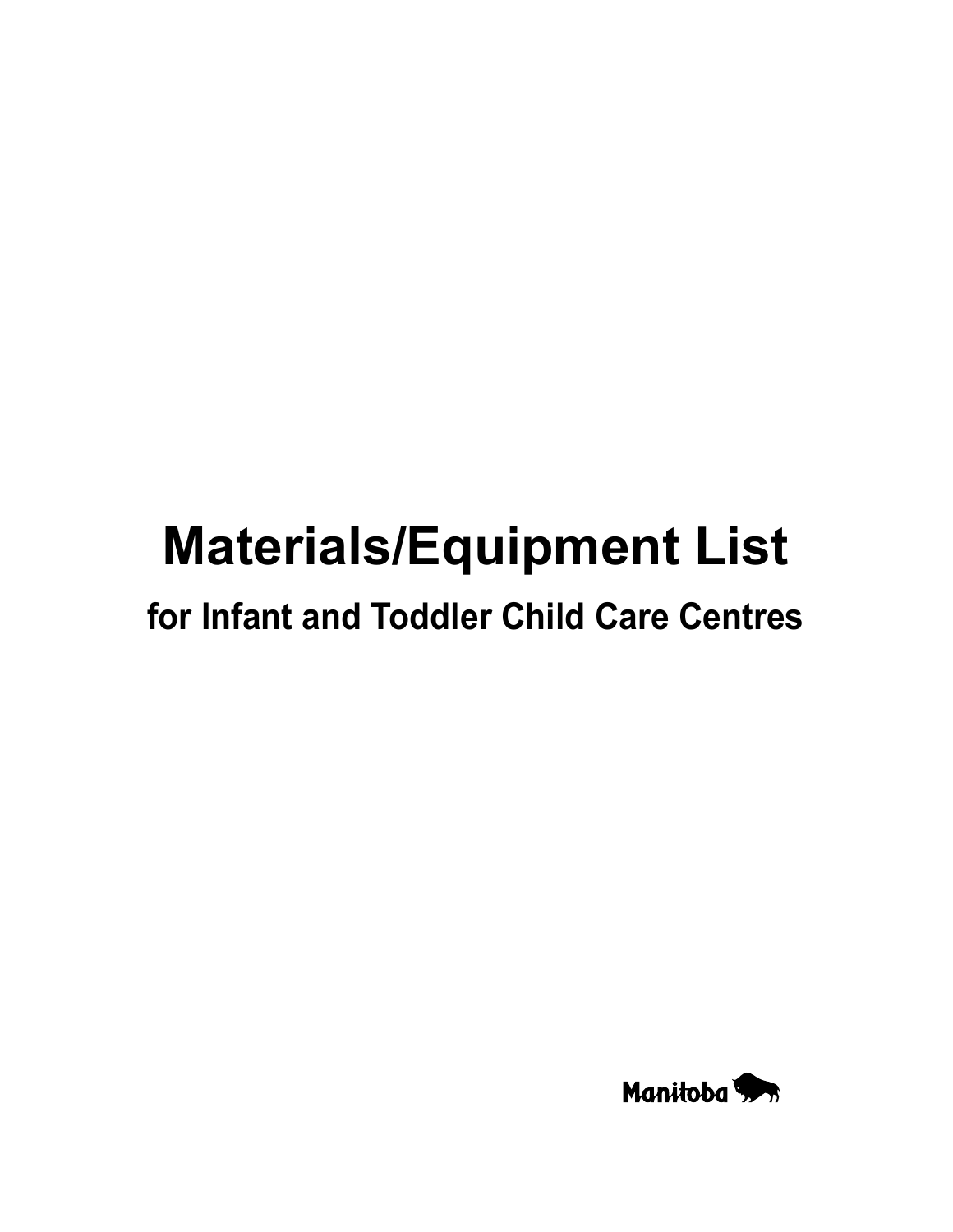# Materials/Equipment List

## for Infant and Toddler Child Care Centres

Manitoba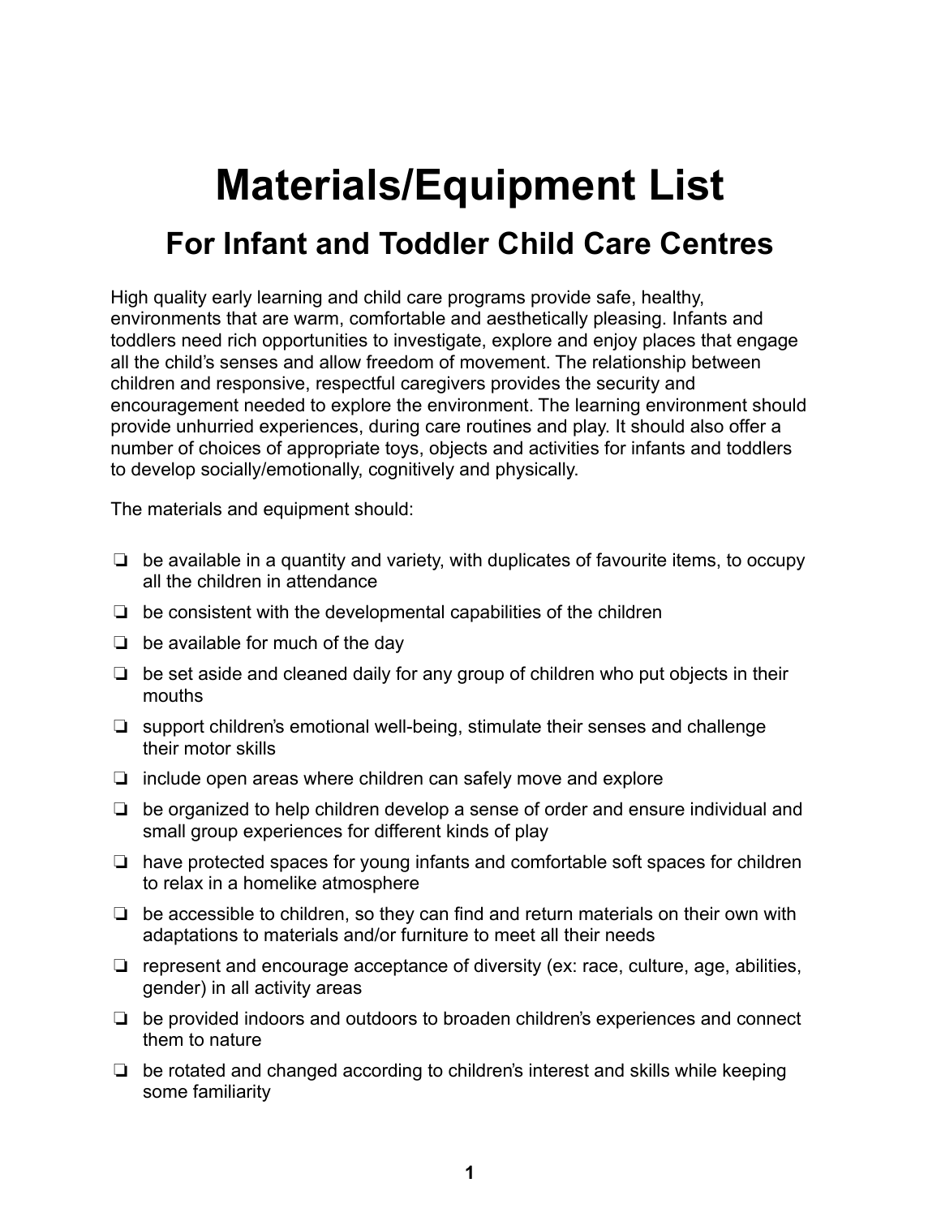# Materials/Equipment List

## For Infant and Toddler Child Care Centres

High quality early learning and child care programs provide safe, healthy, environments that are warm, comfortable and aesthetically pleasing. Infants and toddlers need rich opportunities to investigate, explore and enjoy places that engage all the child's senses and allow freedom of movement. The relationship between children and responsive, respectful caregivers provides the security and encouragement needed to explore the environment. The learning environment should provide unhurried experiences, during care routines and play. It should also offer a number of choices of appropriate toys, objects and activities for infants and toddlers to develop socially/emotionally, cognitively and physically.

The materials and equipment should:

- ❏ be available in a quantity and variety, with duplicates of favourite items, to occupy all the children in attendance
- ❏ be consistent with the developmental capabilities of the children
- ❏ be available for much of the day
- ❏ be set aside and cleaned daily for any group of children who put objects in their mouths
- ❏ support children's emotional well-being, stimulate their senses and challenge their motor skills
- ❏ include open areas where children can safely move and explore
- ❏ be organized to help children develop a sense of order and ensure individual and small group experiences for different kinds of play
- ❏ have protected spaces for young infants and comfortable soft spaces for children to relax in a homelike atmosphere
- ❏ be accessible to children, so they can find and return materials on their own with adaptations to materials and/or furniture to meet all their needs
- ❏ represent and encourage acceptance of diversity (ex: race, culture, age, abilities, gender) in all activity areas
- ❏ be provided indoors and outdoors to broaden children's experiences and connect them to nature
- ❏ be rotated and changed according to children's interest and skills while keeping some familiarity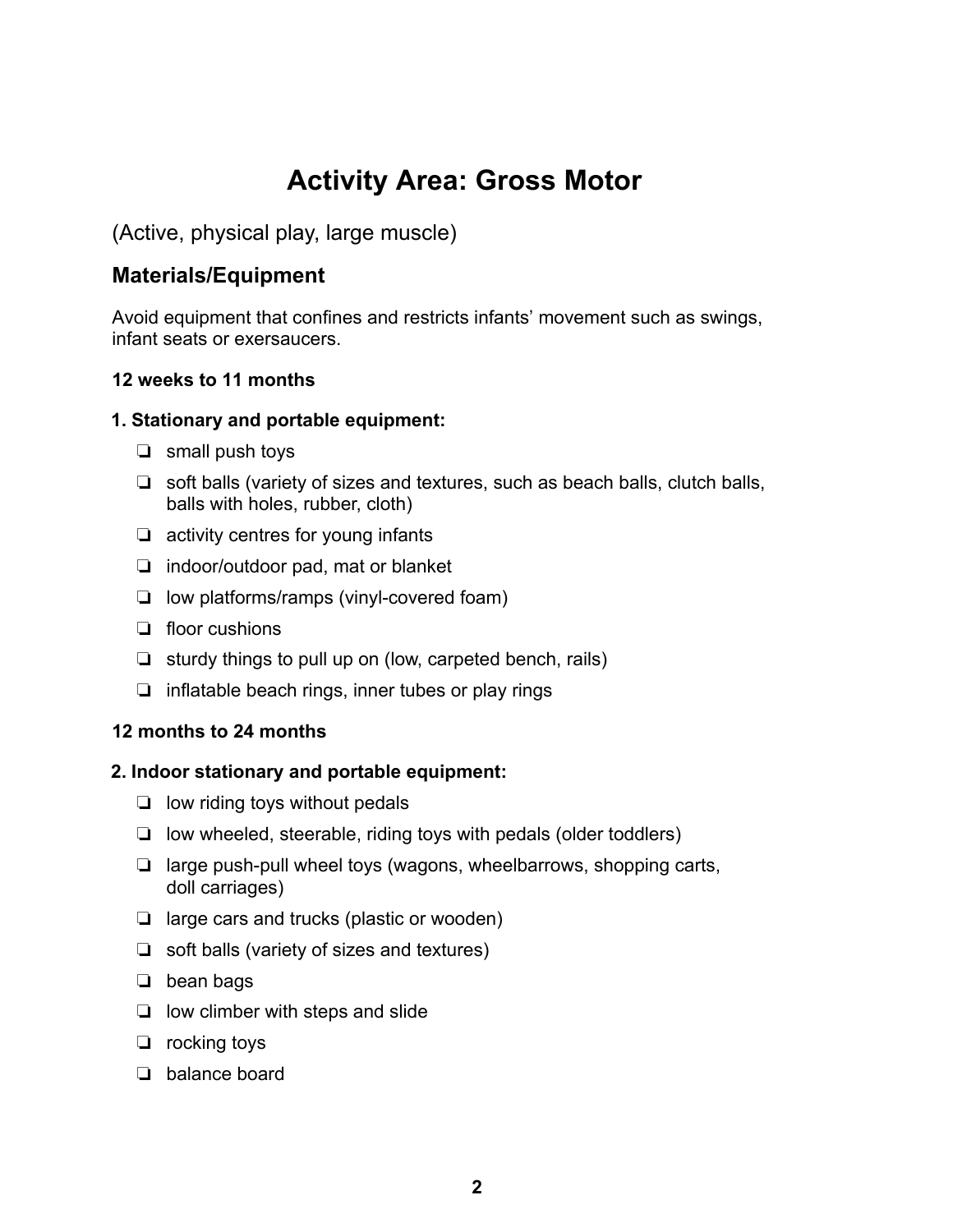# Activity Area: Gross Motor

(Active, physical play, large muscle)

## Materials/Equipment

Avoid equipment that confines and restricts infants' movement such as swings, infant seats or exersaucers.

**12 weeks to 11 months**

**1. Stationary and portable equipment:**

- ❏ small push toys
- ❏ soft balls (variety of sizes and textures, such as beach balls, clutch balls, balls with holes, rubber, cloth)
- ❏ activity centres for young infants
- ❏ indoor/outdoor pad, mat or blanket
- ❏ low platforms/ramps (vinyl-covered foam)
- ❏ floor cushions
- ❏ sturdy things to pull up on (low, carpeted bench, rails)
- ❏ inflatable beach rings, inner tubes or play rings

**12 months to 24 months**

**2. Indoor stationary and portable equipment:**

- ❏ low riding toys without pedals
- ❏ low wheeled, steerable, riding toys with pedals (older toddlers)
- ❏ large push-pull wheel toys (wagons, wheelbarrows, shopping carts, doll carriages)
- ❏ large cars and trucks (plastic or wooden)
- ❏ soft balls (variety of sizes and textures)
- ❏ bean bags
- ❏ low climber with steps and slide
- ❏ rocking toys
- ❏ balance board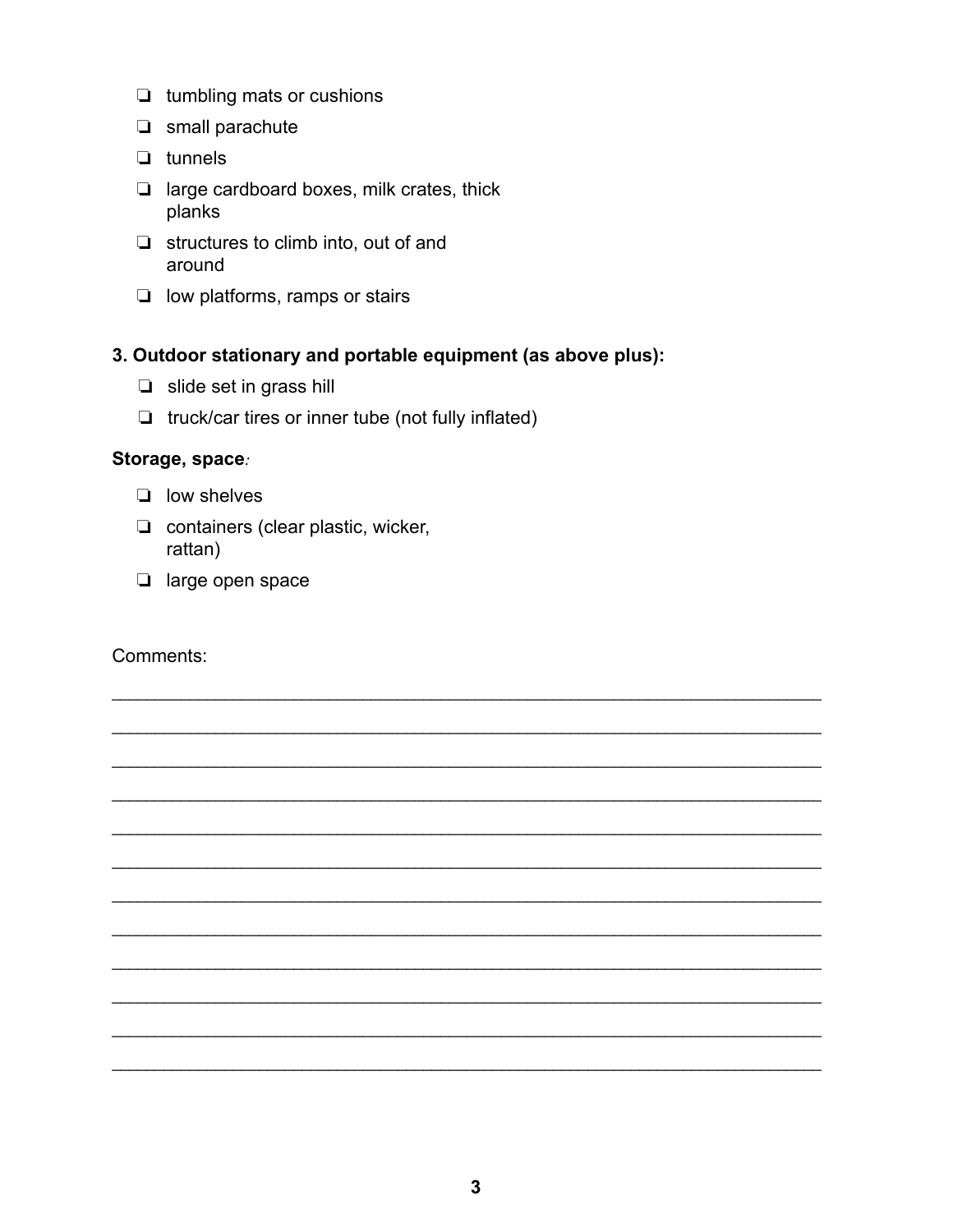- ❏ tumbling mats or cushions
- ❏ small parachute
- ❏ tunnels
- ❏ large cardboard boxes, milk crates, thick planks
- ❏ structures to climb into, out of and around
- ❏ low platforms, ramps or stairs

**3. Outdoor stationary and portable equipment (as above plus):**

- ❏ slide set in grass hill
- ❏ truck/car tires or inner tube (not fully inflated)

**Storage, space***:*

- ❏ low shelves
- ❏ containers (clear plastic, wicker, rattan)
- ❏ large open space

Comments:

\_\_\_\_\_\_\_\_\_\_\_\_\_\_\_\_\_\_\_\_\_\_\_\_\_\_\_\_\_\_\_\_\_\_\_\_\_\_\_\_\_\_\_\_\_\_\_\_\_\_\_\_\_\_\_\_\_\_\_\_\_\_\_\_\_\_\_\_

\_\_\_\_\_\_\_\_\_\_\_\_\_\_\_\_\_\_\_\_\_\_\_\_\_\_\_\_\_\_\_\_\_\_\_\_\_\_\_\_\_\_\_\_\_\_\_\_\_\_\_\_\_\_\_\_\_\_\_\_\_\_\_\_\_\_\_\_

\_\_\_\_\_\_\_\_\_\_\_\_\_\_\_\_\_\_\_\_\_\_\_\_\_\_\_\_\_\_\_\_\_\_\_\_\_\_\_\_\_\_\_\_\_\_\_\_\_\_\_\_\_\_\_\_\_\_\_\_\_\_\_\_\_\_\_\_

\_\_\_\_\_\_\_\_\_\_\_\_\_\_\_\_\_\_\_\_\_\_\_\_\_\_\_\_\_\_\_\_\_\_\_\_\_\_\_\_\_\_\_\_\_\_\_\_\_\_\_\_\_\_\_\_\_\_\_\_\_\_\_\_\_\_\_\_

\_\_\_\_\_\_\_\_\_\_\_\_\_\_\_\_\_\_\_\_\_\_\_\_\_\_\_\_\_\_\_\_\_\_\_\_\_\_\_\_\_\_\_\_\_\_\_\_\_\_\_\_\_\_\_\_\_\_\_\_\_\_\_\_\_\_\_\_

\_\_\_\_\_\_\_\_\_\_\_\_\_\_\_\_\_\_\_\_\_\_\_\_\_\_\_\_\_\_\_\_\_\_\_\_\_\_\_\_\_\_\_\_\_\_\_\_\_\_\_\_\_\_\_\_\_\_\_\_\_\_\_\_\_\_\_\_

\_\_\_\_\_\_\_\_\_\_\_\_\_\_\_\_\_\_\_\_\_\_\_\_\_\_\_\_\_\_\_\_\_\_\_\_\_\_\_\_\_\_\_\_\_\_\_\_\_\_\_\_\_\_\_\_\_\_\_\_\_\_\_\_\_\_\_\_

\_\_\_\_\_\_\_\_\_\_\_\_\_\_\_\_\_\_\_\_\_\_\_\_\_\_\_\_\_\_\_\_\_\_\_\_\_\_\_\_\_\_\_\_\_\_\_\_\_\_\_\_\_\_\_\_\_\_\_\_\_\_\_\_\_\_\_\_

\_\_\_\_\_\_\_\_\_\_\_\_\_\_\_\_\_\_\_\_\_\_\_\_\_\_\_\_\_\_\_\_\_\_\_\_\_\_\_\_\_\_\_\_\_\_\_\_\_\_\_\_\_\_\_\_\_\_\_\_\_\_\_\_\_\_\_\_

\_\_\_\_\_\_\_\_\_\_\_\_\_\_\_\_\_\_\_\_\_\_\_\_\_\_\_\_\_\_\_\_\_\_\_\_\_\_\_\_\_\_\_\_\_\_\_\_\_\_\_\_\_\_\_\_\_\_\_\_\_\_\_\_\_\_\_\_

\_\_\_\_\_\_\_\_\_\_\_\_\_\_\_\_\_\_\_\_\_\_\_\_\_\_\_\_\_\_\_\_\_\_\_\_\_\_\_\_\_\_\_\_\_\_\_\_\_\_\_\_\_\_\_\_\_\_\_\_\_\_\_\_\_\_\_\_

\_\_\_\_\_\_\_\_\_\_\_\_\_\_\_\_\_\_\_\_\_\_\_\_\_\_\_\_\_\_\_\_\_\_\_\_\_\_\_\_\_\_\_\_\_\_\_\_\_\_\_\_\_\_\_\_\_\_\_\_\_\_\_\_\_\_\_\_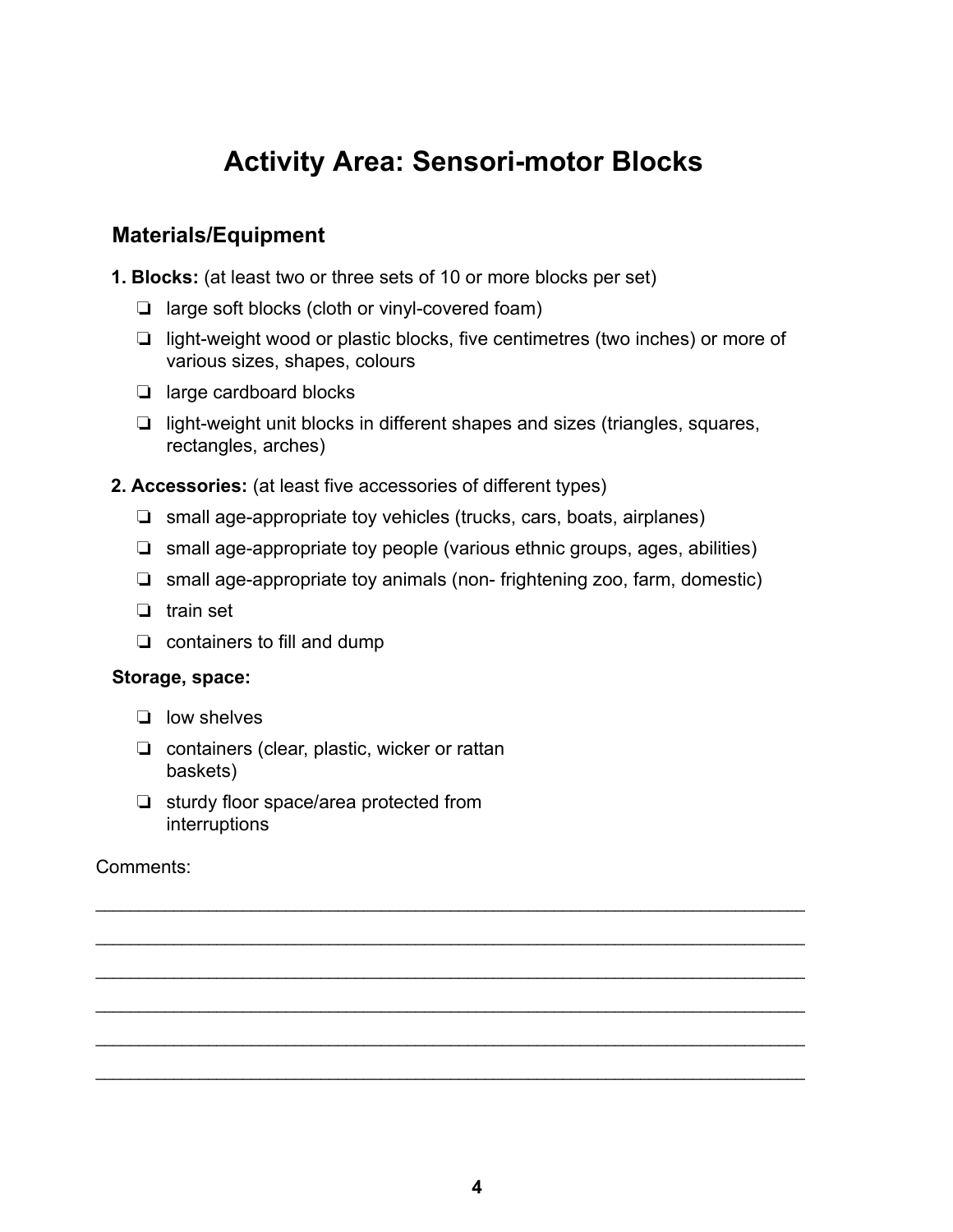# Activity Area: Sensori-motor Blocks

## Materials/Equipment

**1. Blocks:** (at least two or three sets of 10 or more blocks per set)

- ❏ large soft blocks (cloth or vinyl-covered foam)
- ❏ light-weight wood or plastic blocks, five centimetres (two inches) or more of various sizes, shapes, colours
- ❏ large cardboard blocks
- ❏ light-weight unit blocks in different shapes and sizes (triangles, squares, rectangles, arches)

**2. Accessories:** (at least five accessories of different types)

- ❏ small age-appropriate toy vehicles (trucks, cars, boats, airplanes)
- ❏ small age-appropriate toy people (various ethnic groups, ages, abilities)
- ❏ small age-appropriate toy animals (non- frightening zoo, farm, domestic)
- ❏ train set
- ❏ containers to fill and dump

**Storage, space:**

- ❏ low shelves
- ❏ containers (clear, plastic, wicker or rattan baskets)
- ❏ sturdy floor space/area protected from interruptions

Comments:

______________________________________________________________________

______________________________________________________________________

______________________________________________________________________

______________________________________________________________________

______________________________________________________________________

______________________________________________________________________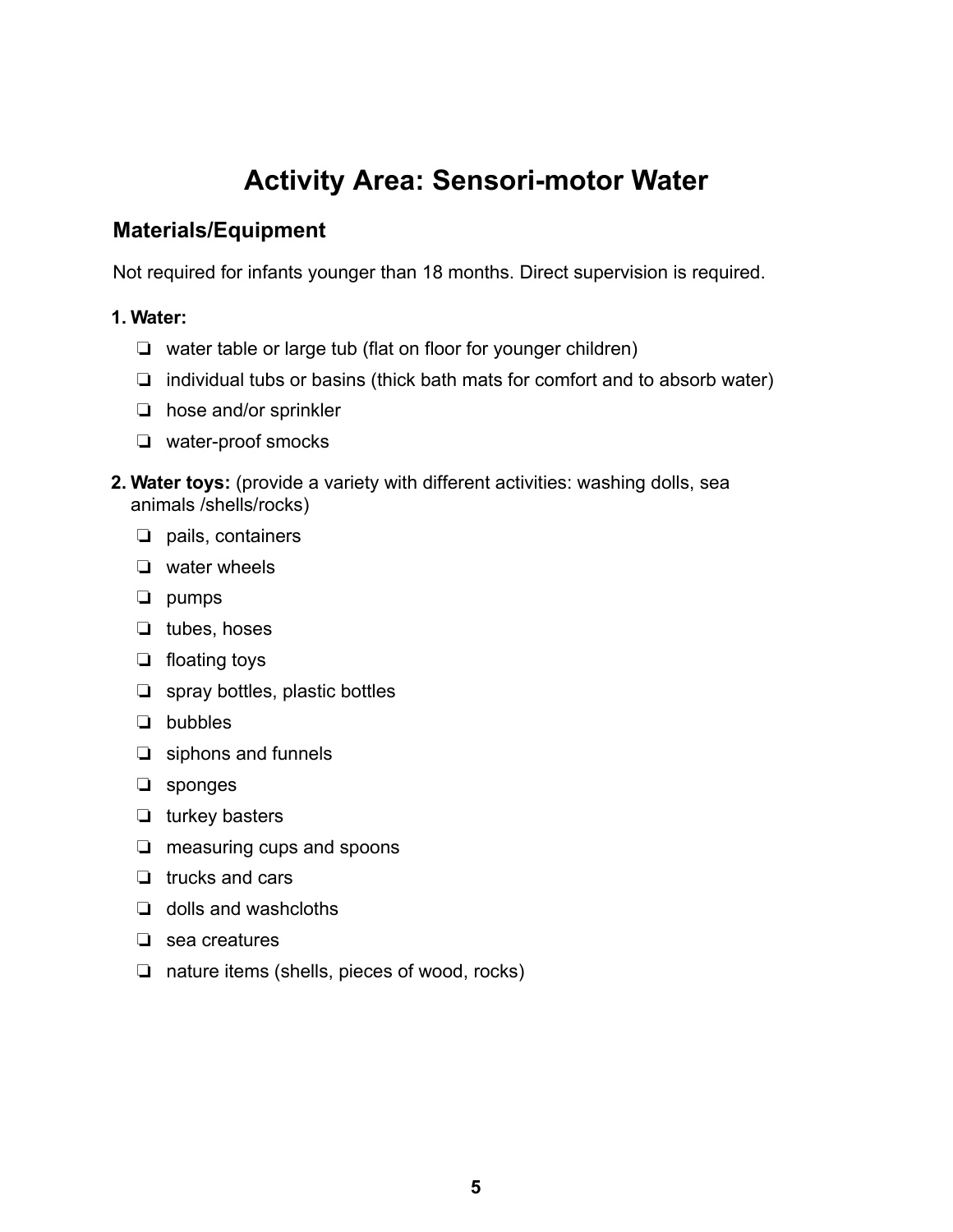# Activity Area: Sensori-motor Water

## Materials/Equipment

Not required for infants younger than 18 months. Direct supervision is required.

**1. Water:**

- ❏ water table or large tub (flat on floor for younger children)
- ❏ individual tubs or basins (thick bath mats for comfort and to absorb water)
- ❏ hose and/or sprinkler
- ❏ water-proof smocks

**2. Water toys:** (provide a variety with different activities: washing dolls, sea animals /shells/rocks)

- ❏ pails, containers
- ❏ water wheels
- ❏ pumps
- ❏ tubes, hoses
- ❏ floating toys
- ❏ spray bottles, plastic bottles
- ❏ bubbles
- ❏ siphons and funnels
- ❏ sponges
- ❏ turkey basters
- ❏ measuring cups and spoons
- ❏ trucks and cars
- ❏ dolls and washcloths
- ❏ sea creatures
- ❏ nature items (shells, pieces of wood, rocks)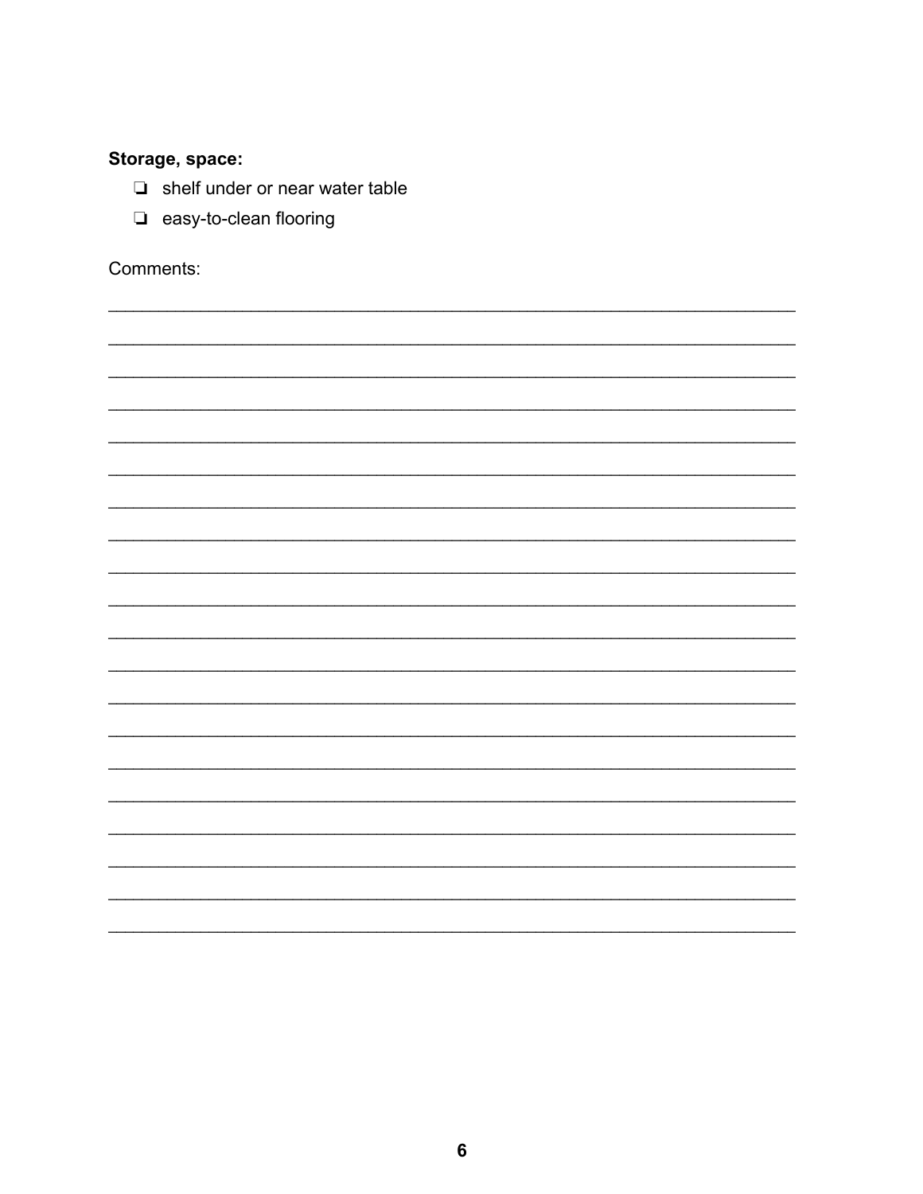**Storage, space:**

- ❏ shelf under or near water table
- ❏ easy-to-clean flooring

Comments:

\_\_\_\_\_\_\_\_\_\_\_\_\_\_\_\_\_\_\_\_\_\_\_\_\_\_\_\_\_\_\_\_\_\_\_\_\_\_\_\_\_\_\_\_\_\_\_\_\_\_\_\_\_\_\_\_\_\_\_\_\_\_\_\_\_\_\_\_\_\_

\_\_\_\_\_\_\_\_\_\_\_\_\_\_\_\_\_\_\_\_\_\_\_\_\_\_\_\_\_\_\_\_\_\_\_\_\_\_\_\_\_\_\_\_\_\_\_\_\_\_\_\_\_\_\_\_\_\_\_\_\_\_\_\_\_\_\_\_\_\_

\_\_\_\_\_\_\_\_\_\_\_\_\_\_\_\_\_\_\_\_\_\_\_\_\_\_\_\_\_\_\_\_\_\_\_\_\_\_\_\_\_\_\_\_\_\_\_\_\_\_\_\_\_\_\_\_\_\_\_\_\_\_\_\_\_\_\_\_\_\_

\_\_\_\_\_\_\_\_\_\_\_\_\_\_\_\_\_\_\_\_\_\_\_\_\_\_\_\_\_\_\_\_\_\_\_\_\_\_\_\_\_\_\_\_\_\_\_\_\_\_\_\_\_\_\_\_\_\_\_\_\_\_\_\_\_\_\_\_\_\_

\_\_\_\_\_\_\_\_\_\_\_\_\_\_\_\_\_\_\_\_\_\_\_\_\_\_\_\_\_\_\_\_\_\_\_\_\_\_\_\_\_\_\_\_\_\_\_\_\_\_\_\_\_\_\_\_\_\_\_\_\_\_\_\_\_\_\_\_\_\_

\_\_\_\_\_\_\_\_\_\_\_\_\_\_\_\_\_\_\_\_\_\_\_\_\_\_\_\_\_\_\_\_\_\_\_\_\_\_\_\_\_\_\_\_\_\_\_\_\_\_\_\_\_\_\_\_\_\_\_\_\_\_\_\_\_\_\_\_\_\_

\_\_\_\_\_\_\_\_\_\_\_\_\_\_\_\_\_\_\_\_\_\_\_\_\_\_\_\_\_\_\_\_\_\_\_\_\_\_\_\_\_\_\_\_\_\_\_\_\_\_\_\_\_\_\_\_\_\_\_\_\_\_\_\_\_\_\_\_\_\_

\_\_\_\_\_\_\_\_\_\_\_\_\_\_\_\_\_\_\_\_\_\_\_\_\_\_\_\_\_\_\_\_\_\_\_\_\_\_\_\_\_\_\_\_\_\_\_\_\_\_\_\_\_\_\_\_\_\_\_\_\_\_\_\_\_\_\_\_\_\_

\_\_\_\_\_\_\_\_\_\_\_\_\_\_\_\_\_\_\_\_\_\_\_\_\_\_\_\_\_\_\_\_\_\_\_\_\_\_\_\_\_\_\_\_\_\_\_\_\_\_\_\_\_\_\_\_\_\_\_\_\_\_\_\_\_\_\_\_\_\_

\_\_\_\_\_\_\_\_\_\_\_\_\_\_\_\_\_\_\_\_\_\_\_\_\_\_\_\_\_\_\_\_\_\_\_\_\_\_\_\_\_\_\_\_\_\_\_\_\_\_\_\_\_\_\_\_\_\_\_\_\_\_\_\_\_\_\_\_\_\_

\_\_\_\_\_\_\_\_\_\_\_\_\_\_\_\_\_\_\_\_\_\_\_\_\_\_\_\_\_\_\_\_\_\_\_\_\_\_\_\_\_\_\_\_\_\_\_\_\_\_\_\_\_\_\_\_\_\_\_\_\_\_\_\_\_\_\_\_\_\_

\_\_\_\_\_\_\_\_\_\_\_\_\_\_\_\_\_\_\_\_\_\_\_\_\_\_\_\_\_\_\_\_\_\_\_\_\_\_\_\_\_\_\_\_\_\_\_\_\_\_\_\_\_\_\_\_\_\_\_\_\_\_\_\_\_\_\_\_\_\_

\_\_\_\_\_\_\_\_\_\_\_\_\_\_\_\_\_\_\_\_\_\_\_\_\_\_\_\_\_\_\_\_\_\_\_\_\_\_\_\_\_\_\_\_\_\_\_\_\_\_\_\_\_\_\_\_\_\_\_\_\_\_\_\_\_\_\_\_\_\_

\_\_\_\_\_\_\_\_\_\_\_\_\_\_\_\_\_\_\_\_\_\_\_\_\_\_\_\_\_\_\_\_\_\_\_\_\_\_\_\_\_\_\_\_\_\_\_\_\_\_\_\_\_\_\_\_\_\_\_\_\_\_\_\_\_\_\_\_\_\_

\_\_\_\_\_\_\_\_\_\_\_\_\_\_\_\_\_\_\_\_\_\_\_\_\_\_\_\_\_\_\_\_\_\_\_\_\_\_\_\_\_\_\_\_\_\_\_\_\_\_\_\_\_\_\_\_\_\_\_\_\_\_\_\_\_\_\_\_\_\_

\_\_\_\_\_\_\_\_\_\_\_\_\_\_\_\_\_\_\_\_\_\_\_\_\_\_\_\_\_\_\_\_\_\_\_\_\_\_\_\_\_\_\_\_\_\_\_\_\_\_\_\_\_\_\_\_\_\_\_\_\_\_\_\_\_\_\_\_\_\_

\_\_\_\_\_\_\_\_\_\_\_\_\_\_\_\_\_\_\_\_\_\_\_\_\_\_\_\_\_\_\_\_\_\_\_\_\_\_\_\_\_\_\_\_\_\_\_\_\_\_\_\_\_\_\_\_\_\_\_\_\_\_\_\_\_\_\_\_\_\_

\_\_\_\_\_\_\_\_\_\_\_\_\_\_\_\_\_\_\_\_\_\_\_\_\_\_\_\_\_\_\_\_\_\_\_\_\_\_\_\_\_\_\_\_\_\_\_\_\_\_\_\_\_\_\_\_\_\_\_\_\_\_\_\_\_\_\_\_\_\_

\_\_\_\_\_\_\_\_\_\_\_\_\_\_\_\_\_\_\_\_\_\_\_\_\_\_\_\_\_\_\_\_\_\_\_\_\_\_\_\_\_\_\_\_\_\_\_\_\_\_\_\_\_\_\_\_\_\_\_\_\_\_\_\_\_\_\_\_\_\_

\_\_\_\_\_\_\_\_\_\_\_\_\_\_\_\_\_\_\_\_\_\_\_\_\_\_\_\_\_\_\_\_\_\_\_\_\_\_\_\_\_\_\_\_\_\_\_\_\_\_\_\_\_\_\_\_\_\_\_\_\_\_\_\_\_\_\_\_\_\_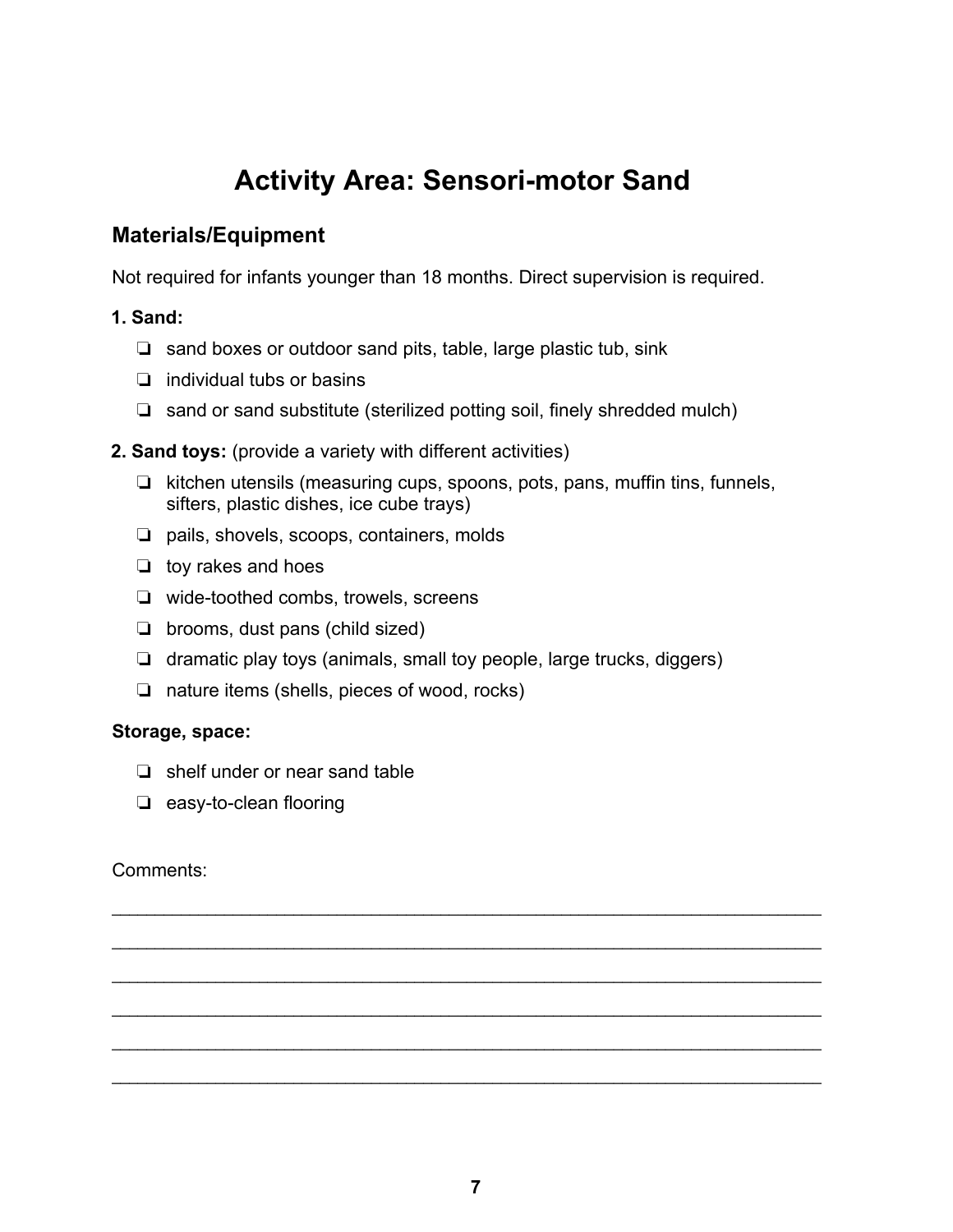# Activity Area: Sensori-motor Sand

## Materials/Equipment

Not required for infants younger than 18 months. Direct supervision is required.

**1. Sand:**

- ❏ sand boxes or outdoor sand pits, table, large plastic tub, sink
- ❏ individual tubs or basins
- ❏ sand or sand substitute (sterilized potting soil, finely shredded mulch)

**2. Sand toys:** (provide a variety with different activities)

- ❏ kitchen utensils (measuring cups, spoons, pots, pans, muffin tins, funnels, sifters, plastic dishes, ice cube trays)
- ❏ pails, shovels, scoops, containers, molds
- ❏ toy rakes and hoes
- ❏ wide-toothed combs, trowels, screens
- ❏ brooms, dust pans (child sized)
- ❏ dramatic play toys (animals, small toy people, large trucks, diggers)
- ❏ nature items (shells, pieces of wood, rocks)

**Storage, space:**

- ❏ shelf under or near sand table
- ❏ easy-to-clean flooring

Comments:

______________________________________________________________________

______________________________________________________________________

______________________________________________________________________

______________________________________________________________________

______________________________________________________________________

______________________________________________________________________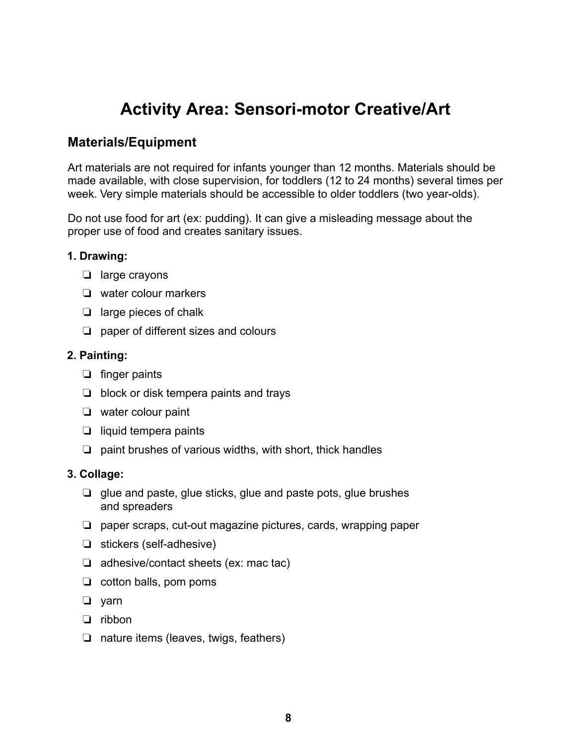# Activity Area: Sensori-motor Creative/Art

## Materials/Equipment

Art materials are not required for infants younger than 12 months. Materials should be made available, with close supervision, for toddlers (12 to 24 months) several times per week. Very simple materials should be accessible to older toddlers (two year-olds).

Do not use food for art (ex: pudding). It can give a misleading message about the proper use of food and creates sanitary issues.

**1. Drawing:**

- ❏ large crayons
- ❏ water colour markers
- ❏ large pieces of chalk
- ❏ paper of different sizes and colours

**2. Painting:**

- ❏ finger paints
- ❏ block or disk tempera paints and trays
- ❏ water colour paint
- ❏ liquid tempera paints
- ❏ paint brushes of various widths, with short, thick handles

**3. Collage:**

- ❏ glue and paste, glue sticks, glue and paste pots, glue brushes and spreaders
- ❏ paper scraps, cut-out magazine pictures, cards, wrapping paper
- ❏ stickers (self-adhesive)
- ❏ adhesive/contact sheets (ex: mac tac)
- ❏ cotton balls, pom poms
- ❏ yarn
- ❏ ribbon
- ❏ nature items (leaves, twigs, feathers)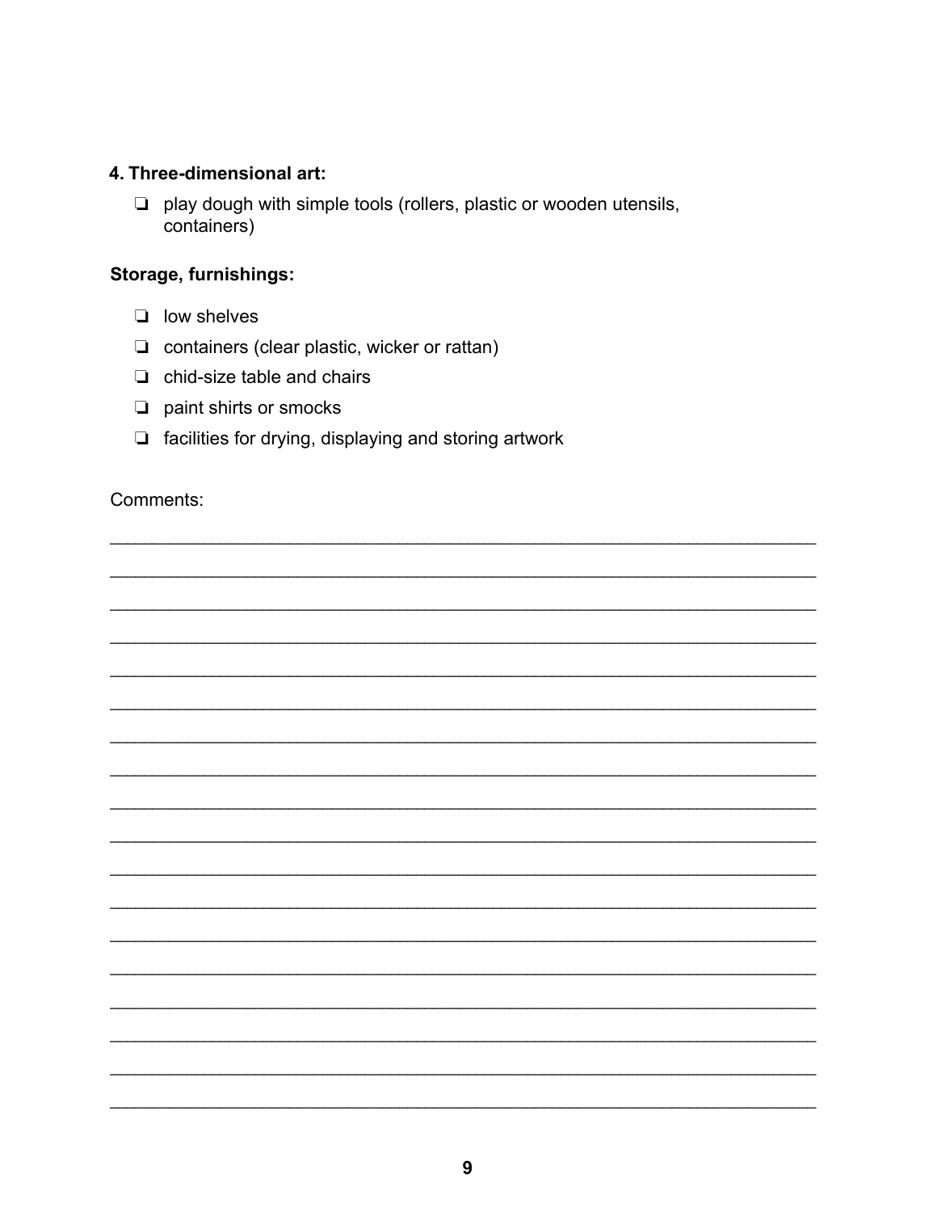#### 4. Three-dimensional art:

- ❏ play dough with simple tools (rollers, plastic or wooden utensils, containers)

#### Storage, furnishings:

- ❏ low shelves
- ❏ containers (clear plastic, wicker or rattan)
- ❏ chid-size table and chairs
- ❏ paint shirts or smocks
- ❏ facilities for drying, displaying and storing artwork

Comments:

_______________________________________________________________________

_______________________________________________________________________

_______________________________________________________________________

_______________________________________________________________________

_______________________________________________________________________

_______________________________________________________________________

_______________________________________________________________________

_______________________________________________________________________

_______________________________________________________________________

_______________________________________________________________________

_______________________________________________________________________

_______________________________________________________________________

_______________________________________________________________________

_______________________________________________________________________

_______________________________________________________________________

_______________________________________________________________________

_______________________________________________________________________

_______________________________________________________________________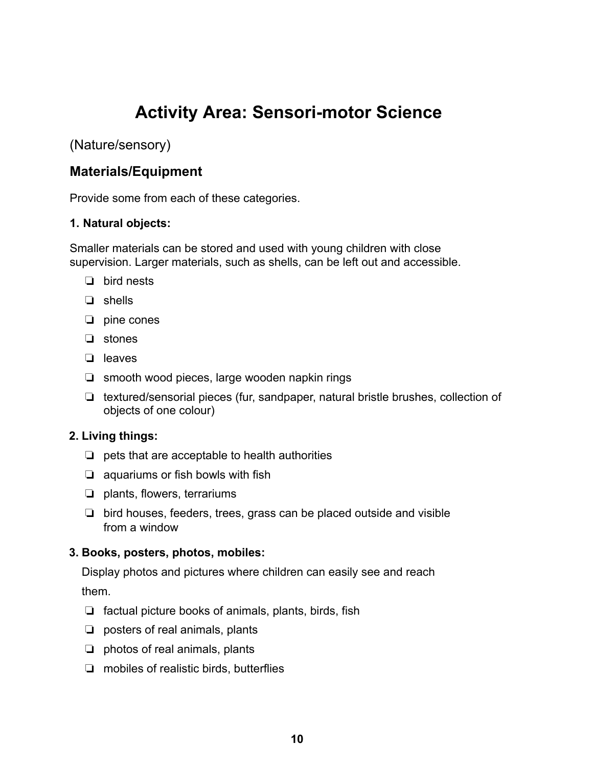# Activity Area: Sensori-motor Science

(Nature/sensory)

## Materials/Equipment

Provide some from each of these categories.

### 1. Natural objects:

Smaller materials can be stored and used with young children with close supervision. Larger materials, such as shells, can be left out and accessible.

- [ ] bird nests
- [ ] shells
- [ ] pine cones
- [ ] stones
- [ ] leaves
- [ ] smooth wood pieces, large wooden napkin rings
- [ ] textured/sensorial pieces (fur, sandpaper, natural bristle brushes, collection of objects of one colour)

### 2. Living things:

- [ ] pets that are acceptable to health authorities
- [ ] aquariums or fish bowls with fish
- [ ] plants, flowers, terrariums
- [ ] bird houses, feeders, trees, grass can be placed outside and visible from a window

### 3. Books, posters, photos, mobiles:

Display photos and pictures where children can easily see and reach them.

- [ ] factual picture books of animals, plants, birds, fish
- [ ] posters of real animals, plants
- [ ] photos of real animals, plants
- [ ] mobiles of realistic birds, butterflies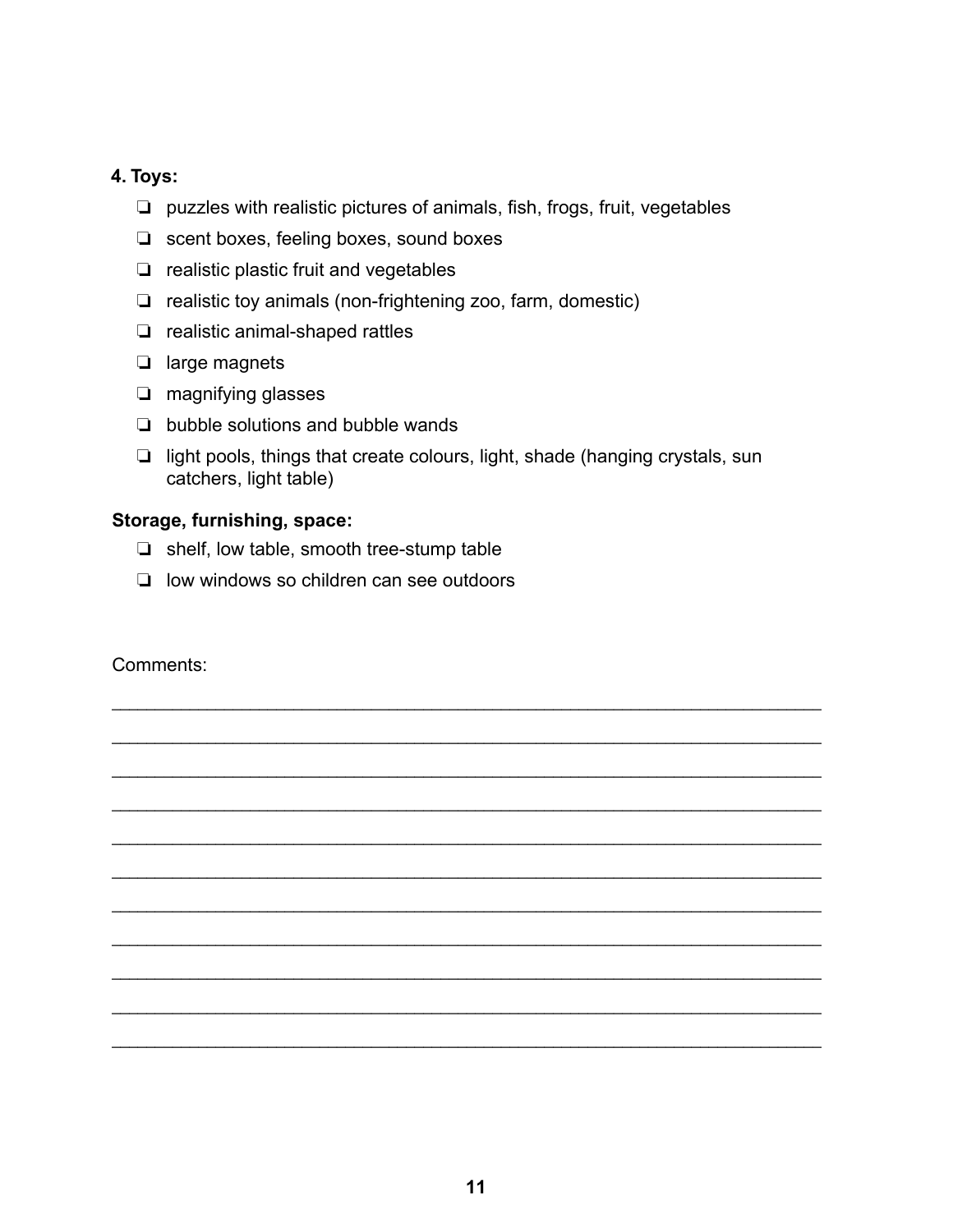**4. Toys:**

- ❏ puzzles with realistic pictures of animals, fish, frogs, fruit, vegetables
- ❏ scent boxes, feeling boxes, sound boxes
- ❏ realistic plastic fruit and vegetables
- ❏ realistic toy animals (non-frightening zoo, farm, domestic)
- ❏ realistic animal-shaped rattles
- ❏ large magnets
- ❏ magnifying glasses
- ❏ bubble solutions and bubble wands
- ❏ light pools, things that create colours, light, shade (hanging crystals, sun catchers, light table)

**Storage, furnishing, space:**

- ❏ shelf, low table, smooth tree-stump table
- ❏ low windows so children can see outdoors

Comments:

_____________________________________________________________________

_____________________________________________________________________

_____________________________________________________________________

_____________________________________________________________________

_____________________________________________________________________

_____________________________________________________________________

_____________________________________________________________________

_____________________________________________________________________

_____________________________________________________________________

_____________________________________________________________________

_____________________________________________________________________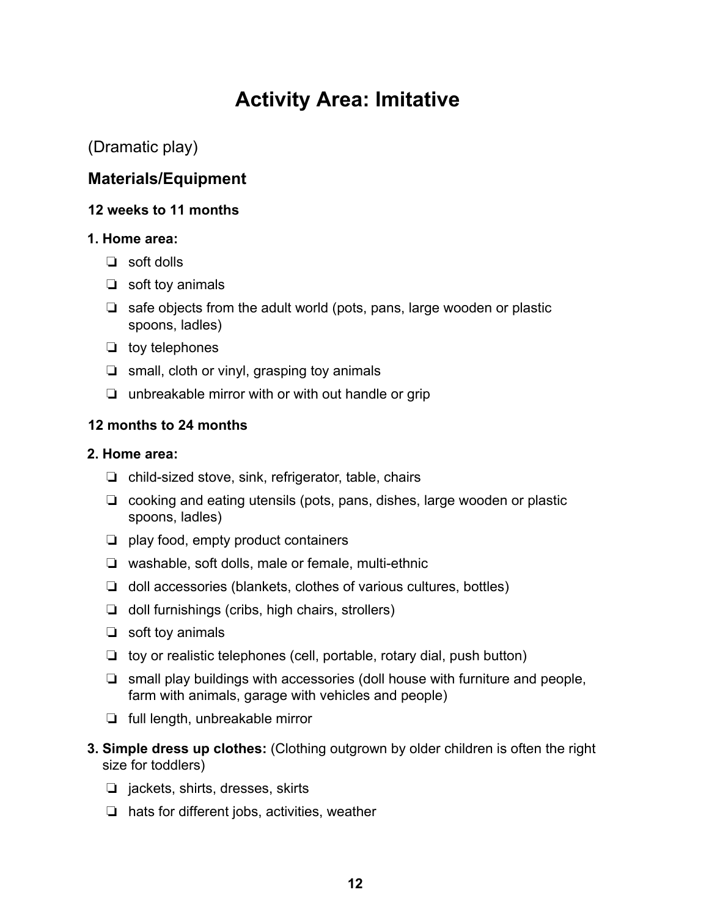# Activity Area: Imitative

(Dramatic play)

## Materials/Equipment

**12 weeks to 11 months**

**1. Home area:**

- ❏ soft dolls
- ❏ soft toy animals
- ❏ safe objects from the adult world (pots, pans, large wooden or plastic spoons, ladles)
- ❏ toy telephones
- ❏ small, cloth or vinyl, grasping toy animals
- ❏ unbreakable mirror with or with out handle or grip

**12 months to 24 months**

**2. Home area:**

- ❏ child-sized stove, sink, refrigerator, table, chairs
- ❏ cooking and eating utensils (pots, pans, dishes, large wooden or plastic spoons, ladles)
- ❏ play food, empty product containers
- ❏ washable, soft dolls, male or female, multi-ethnic
- ❏ doll accessories (blankets, clothes of various cultures, bottles)
- ❏ doll furnishings (cribs, high chairs, strollers)
- ❏ soft toy animals
- ❏ toy or realistic telephones (cell, portable, rotary dial, push button)
- ❏ small play buildings with accessories (doll house with furniture and people, farm with animals, garage with vehicles and people)
- ❏ full length, unbreakable mirror

**3. Simple dress up clothes:** (Clothing outgrown by older children is often the right size for toddlers)

- ❏ jackets, shirts, dresses, skirts
- ❏ hats for different jobs, activities, weather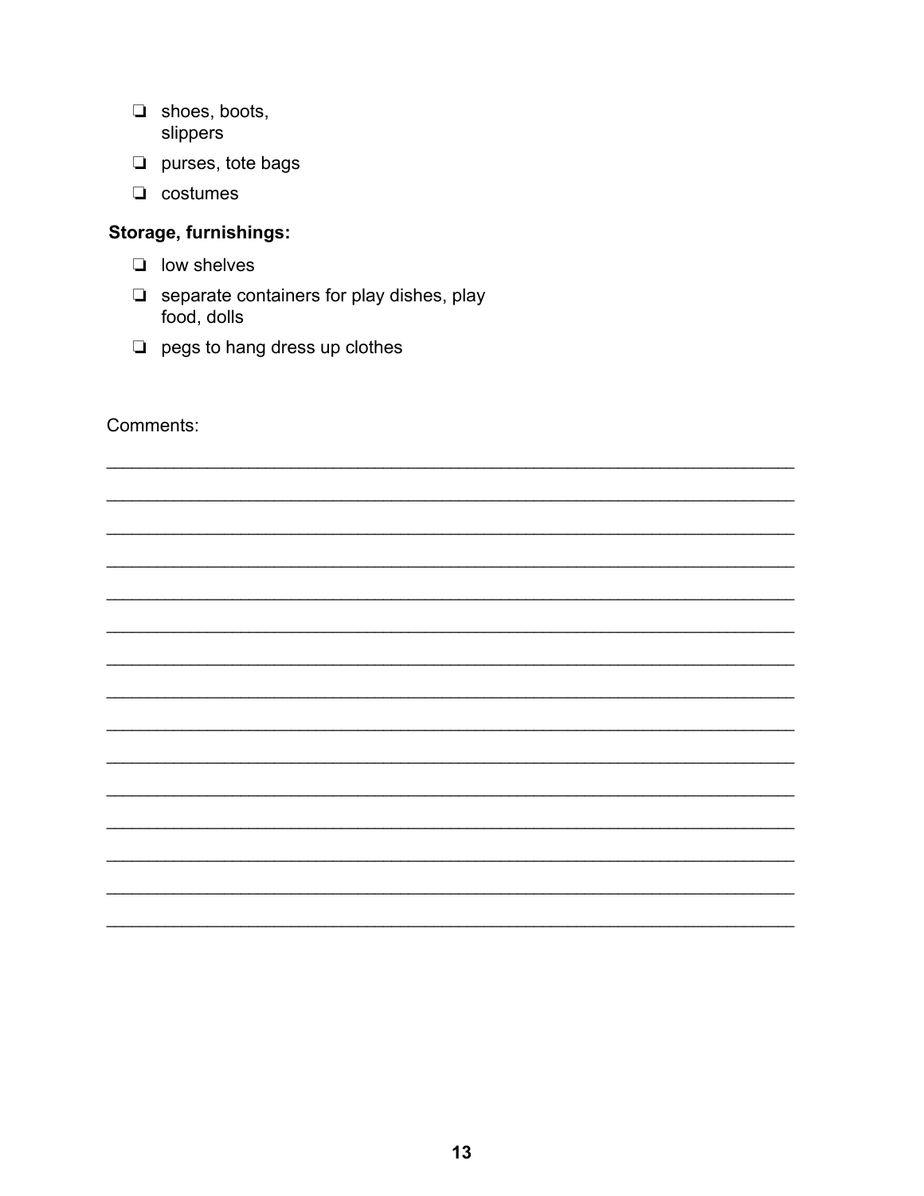- ❏ shoes, boots, slippers
- ❏ purses, tote bags
- ❏ costumes

**Storage, furnishings:**

- ❏ low shelves
- ❏ separate containers for play dishes, play food, dolls
- ❏ pegs to hang dress up clothes

Comments:

_________________________________________________________________

_________________________________________________________________

_________________________________________________________________

_________________________________________________________________

_________________________________________________________________

_________________________________________________________________

_________________________________________________________________

_________________________________________________________________

_________________________________________________________________

_________________________________________________________________

_________________________________________________________________

_________________________________________________________________

_________________________________________________________________

_________________________________________________________________

_________________________________________________________________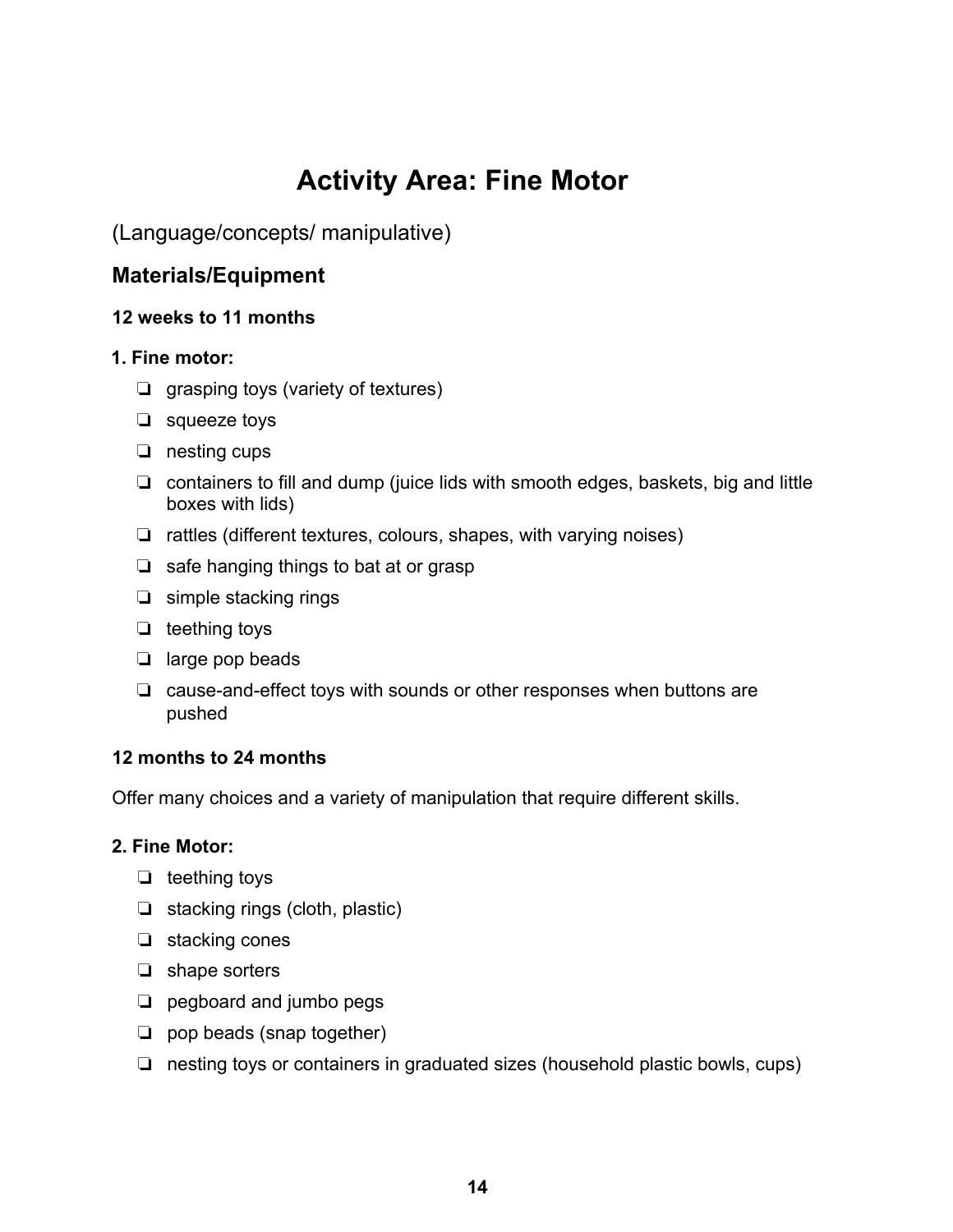# Activity Area: Fine Motor

(Language/concepts/ manipulative)

## Materials/Equipment

**12 weeks to 11 months**

**1. Fine motor:**

- ❏ grasping toys (variety of textures)
- ❏ squeeze toys
- ❏ nesting cups
- ❏ containers to fill and dump (juice lids with smooth edges, baskets, big and little boxes with lids)
- ❏ rattles (different textures, colours, shapes, with varying noises)
- ❏ safe hanging things to bat at or grasp
- ❏ simple stacking rings
- ❏ teething toys
- ❏ large pop beads
- ❏ cause-and-effect toys with sounds or other responses when buttons are pushed

**12 months to 24 months**

Offer many choices and a variety of manipulation that require different skills.

**2. Fine Motor:**

- ❏ teething toys
- ❏ stacking rings (cloth, plastic)
- ❏ stacking cones
- ❏ shape sorters
- ❏ pegboard and jumbo pegs
- ❏ pop beads (snap together)
- ❏ nesting toys or containers in graduated sizes (household plastic bowls, cups)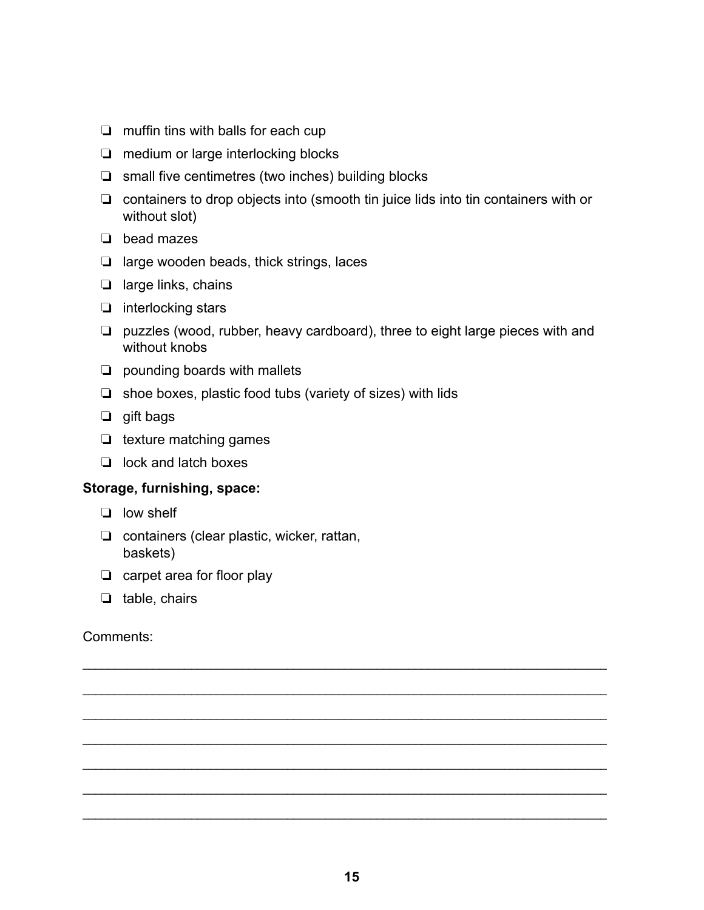- ❏ muffin tins with balls for each cup
- ❏ medium or large interlocking blocks
- ❏ small five centimetres (two inches) building blocks
- ❏ containers to drop objects into (smooth tin juice lids into tin containers with or without slot)
- ❏ bead mazes
- ❏ large wooden beads, thick strings, laces
- ❏ large links, chains
- ❏ interlocking stars
- ❏ puzzles (wood, rubber, heavy cardboard), three to eight large pieces with and without knobs
- ❏ pounding boards with mallets
- ❏ shoe boxes, plastic food tubs (variety of sizes) with lids
- ❏ gift bags
- ❏ texture matching games
- ❏ lock and latch boxes

**Storage, furnishing, space:**

- ❏ low shelf
- ❏ containers (clear plastic, wicker, rattan, baskets)
- ❏ carpet area for floor play
- ❏ table, chairs

Comments:

_______________________________________________________________________

_______________________________________________________________________

_______________________________________________________________________

_______________________________________________________________________

_______________________________________________________________________

_______________________________________________________________________

_______________________________________________________________________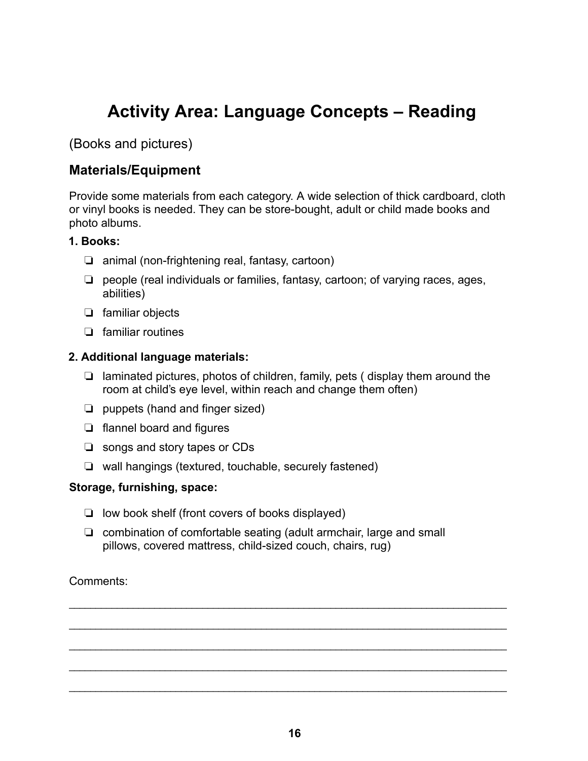# Activity Area: Language Concepts – Reading

(Books and pictures)

## Materials/Equipment

Provide some materials from each category. A wide selection of thick cardboard, cloth or vinyl books is needed. They can be store-bought, adult or child made books and photo albums.

**1. Books:**

- ❏ animal (non-frightening real, fantasy, cartoon)
- ❏ people (real individuals or families, fantasy, cartoon; of varying races, ages, abilities)
- ❏ familiar objects
- ❏ familiar routines

**2. Additional language materials:**

- ❏ laminated pictures, photos of children, family, pets ( display them around the room at child's eye level, within reach and change them often)
- ❏ puppets (hand and finger sized)
- ❏ flannel board and figures
- ❏ songs and story tapes or CDs
- ❏ wall hangings (textured, touchable, securely fastened)

**Storage, furnishing, space:**

- ❏ low book shelf (front covers of books displayed)
- ❏ combination of comfortable seating (adult armchair, large and small pillows, covered mattress, child-sized couch, chairs, rug)

Comments:

_____________________________________________________________________

_____________________________________________________________________

_____________________________________________________________________

_____________________________________________________________________

_____________________________________________________________________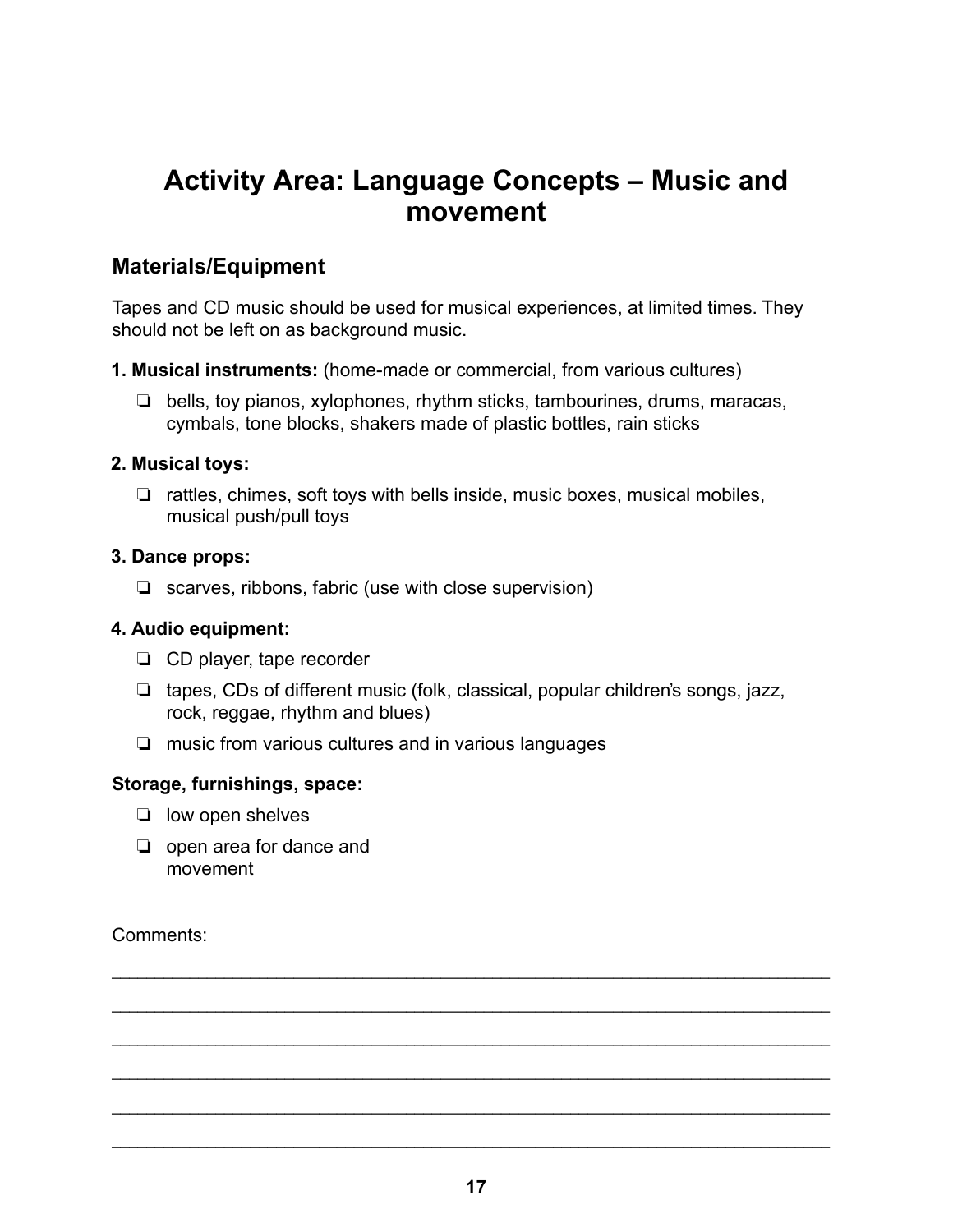# Activity Area: Language Concepts – Music and movement

## Materials/Equipment

Tapes and CD music should be used for musical experiences, at limited times. They should not be left on as background music.

**1. Musical instruments:** (home-made or commercial, from various cultures)

- ❏ bells, toy pianos, xylophones, rhythm sticks, tambourines, drums, maracas, cymbals, tone blocks, shakers made of plastic bottles, rain sticks

**2. Musical toys:**

- ❏ rattles, chimes, soft toys with bells inside, music boxes, musical mobiles, musical push/pull toys

**3. Dance props:**

- ❏ scarves, ribbons, fabric (use with close supervision)

**4. Audio equipment:**

- ❏ CD player, tape recorder
- ❏ tapes, CDs of different music (folk, classical, popular children's songs, jazz, rock, reggae, rhythm and blues)
- ❏ music from various cultures and in various languages

**Storage, furnishings, space:**

- ❏ low open shelves
- ❏ open area for dance and movement

Comments:

______________________________________________________________________

______________________________________________________________________

______________________________________________________________________

______________________________________________________________________

______________________________________________________________________

______________________________________________________________________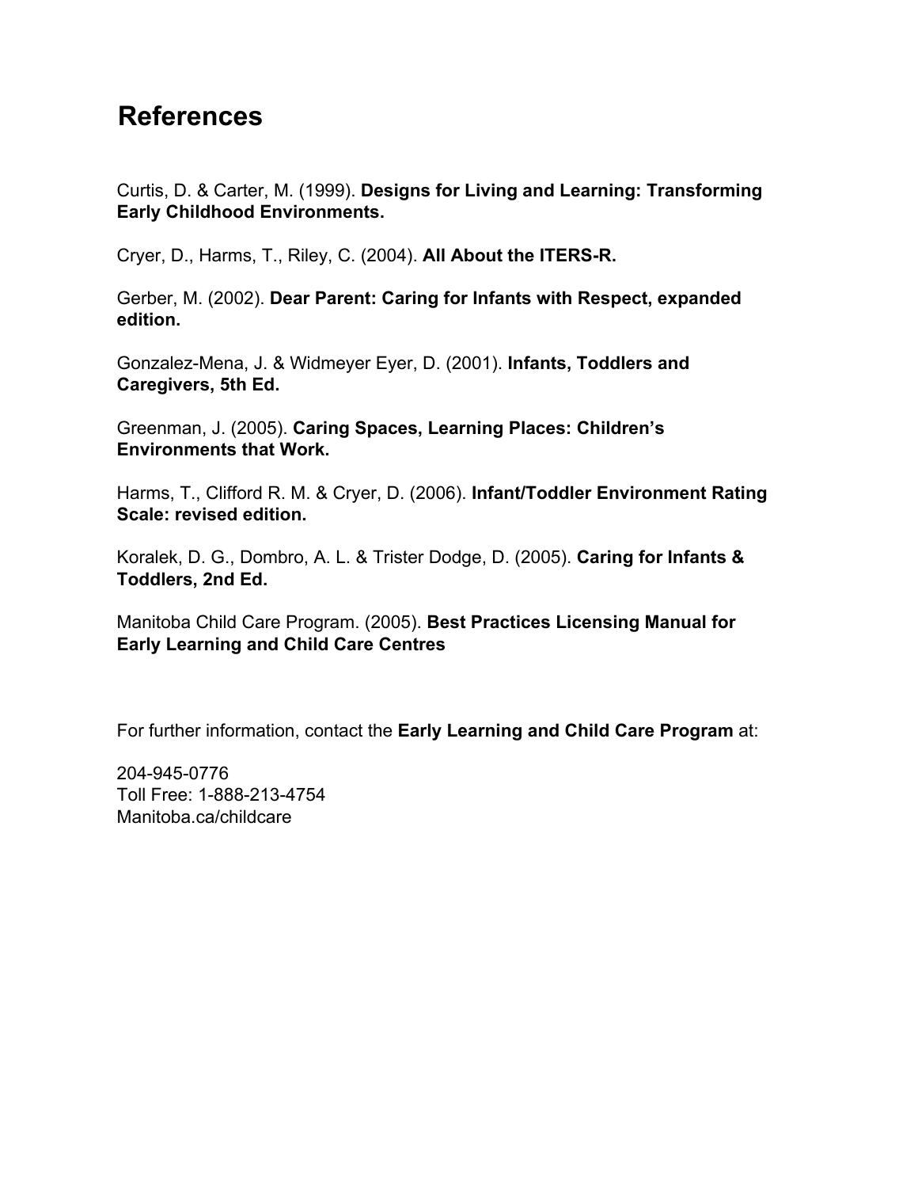# References

Curtis, D. & Carter, M. (1999). **Designs for Living and Learning: Transforming Early Childhood Environments.**

Cryer, D., Harms, T., Riley, C. (2004). **All About the ITERS-R.**

Gerber, M. (2002). **Dear Parent: Caring for Infants with Respect, expanded edition.**

Gonzalez-Mena, J. & Widmeyer Eyer, D. (2001). **Infants, Toddlers and Caregivers, 5th Ed.**

Greenman, J. (2005). **Caring Spaces, Learning Places: Children's Environments that Work.**

Harms, T., Clifford R. M. & Cryer, D. (2006). **Infant/Toddler Environment Rating Scale: revised edition.**

Koralek, D. G., Dombro, A. L. & Trister Dodge, D. (2005). **Caring for Infants & Toddlers, 2nd Ed.**

Manitoba Child Care Program. (2005). **Best Practices Licensing Manual for Early Learning and Child Care Centres**

For further information, contact the **Early Learning and Child Care Program** at:

204-945-0776
Toll Free: 1-888-213-4754
Manitoba.ca/childcare